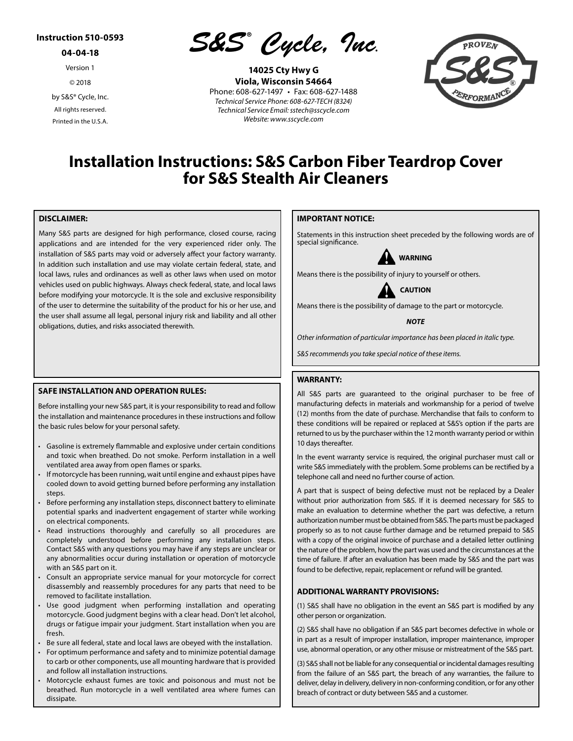**Instruction 510-0593**

**04-04-18**

Version 1

© 2018

by S&S® Cycle, Inc.

All rights reserved.

Printed in the U.S.A.

*S&S® Cycle, Inc.*

**14025 Cty Hwy G**
**Viola, Wisconsin 54664**
Phone: 608-627-1497 • Fax: 608-627-1488
*Technical Service Phone: 608-627-TECH (8324)*
*Technical Service Email: sstech@sscycle.com*
*Website: www.sscycle.com*

# Installation Instructions: S&S Carbon Fiber Teardrop Cover for S&S Stealth Air Cleaners

## DISCLAIMER:

Many S&S parts are designed for high performance, closed course, racing applications and are intended for the very experienced rider only. The installation of S&S parts may void or adversely affect your factory warranty. In addition such installation and use may violate certain federal, state, and local laws, rules and ordinances as well as other laws when used on motor vehicles used on public highways. Always check federal, state, and local laws before modifying your motorcycle. It is the sole and exclusive responsibility of the user to determine the suitability of the product for his or her use, and the user shall assume all legal, personal injury risk and liability and all other obligations, duties, and risks associated therewith.

## SAFE INSTALLATION AND OPERATION RULES:

Before installing your new S&S part, it is your responsibility to read and follow the installation and maintenance procedures in these instructions and follow the basic rules below for your personal safety.

- Gasoline is extremely flammable and explosive under certain conditions and toxic when breathed. Do not smoke. Perform installation in a well ventilated area away from open flames or sparks.
- If motorcycle has been running, wait until engine and exhaust pipes have cooled down to avoid getting burned before performing any installation steps.
- Before performing any installation steps, disconnect battery to eliminate potential sparks and inadvertent engagement of starter while working on electrical components.
- Read instructions thoroughly and carefully so all procedures are completely understood before performing any installation steps. Contact S&S with any questions you may have if any steps are unclear or any abnormalities occur during installation or operation of motorcycle with an S&S part on it.
- Consult an appropriate service manual for your motorcycle for correct disassembly and reassembly procedures for any parts that need to be removed to facilitate installation.
- Use good judgment when performing installation and operating motorcycle. Good judgment begins with a clear head. Don't let alcohol, drugs or fatigue impair your judgment. Start installation when you are fresh.
- Be sure all federal, state and local laws are obeyed with the installation.
- For optimum performance and safety and to minimize potential damage to carb or other components, use all mounting hardware that is provided and follow all installation instructions.
- Motorcycle exhaust fumes are toxic and poisonous and must not be breathed. Run motorcycle in a well ventilated area where fumes can dissipate.

## IMPORTANT NOTICE:

Statements in this instruction sheet preceded by the following words are of special significance.

**WARNING**

Means there is the possibility of injury to yourself or others.

**CAUTION**

Means there is the possibility of damage to the part or motorcycle.

***NOTE***

*Other information of particular importance has been placed in italic type.*

*S&S recommends you take special notice of these items.*

## WARRANTY:

All S&S parts are guaranteed to the original purchaser to be free of manufacturing defects in materials and workmanship for a period of twelve (12) months from the date of purchase. Merchandise that fails to conform to these conditions will be repaired or replaced at S&S's option if the parts are returned to us by the purchaser within the 12 month warranty period or within 10 days thereafter.

In the event warranty service is required, the original purchaser must call or write S&S immediately with the problem. Some problems can be rectified by a telephone call and need no further course of action.

A part that is suspect of being defective must not be replaced by a Dealer without prior authorization from S&S. If it is deemed necessary for S&S to make an evaluation to determine whether the part was defective, a return authorization number must be obtained from S&S. The parts must be packaged properly so as to not cause further damage and be returned prepaid to S&S with a copy of the original invoice of purchase and a detailed letter outlining the nature of the problem, how the part was used and the circumstances at the time of failure. If after an evaluation has been made by S&S and the part was found to be defective, repair, replacement or refund will be granted.

### ADDITIONAL WARRANTY PROVISIONS:

(1) S&S shall have no obligation in the event an S&S part is modified by any other person or organization.

(2) S&S shall have no obligation if an S&S part becomes defective in whole or in part as a result of improper installation, improper maintenance, improper use, abnormal operation, or any other misuse or mistreatment of the S&S part.

(3) S&S shall not be liable for any consequential or incidental damages resulting from the failure of an S&S part, the breach of any warranties, the failure to deliver, delay in delivery, delivery in non-conforming condition, or for any other breach of contract or duty between S&S and a customer.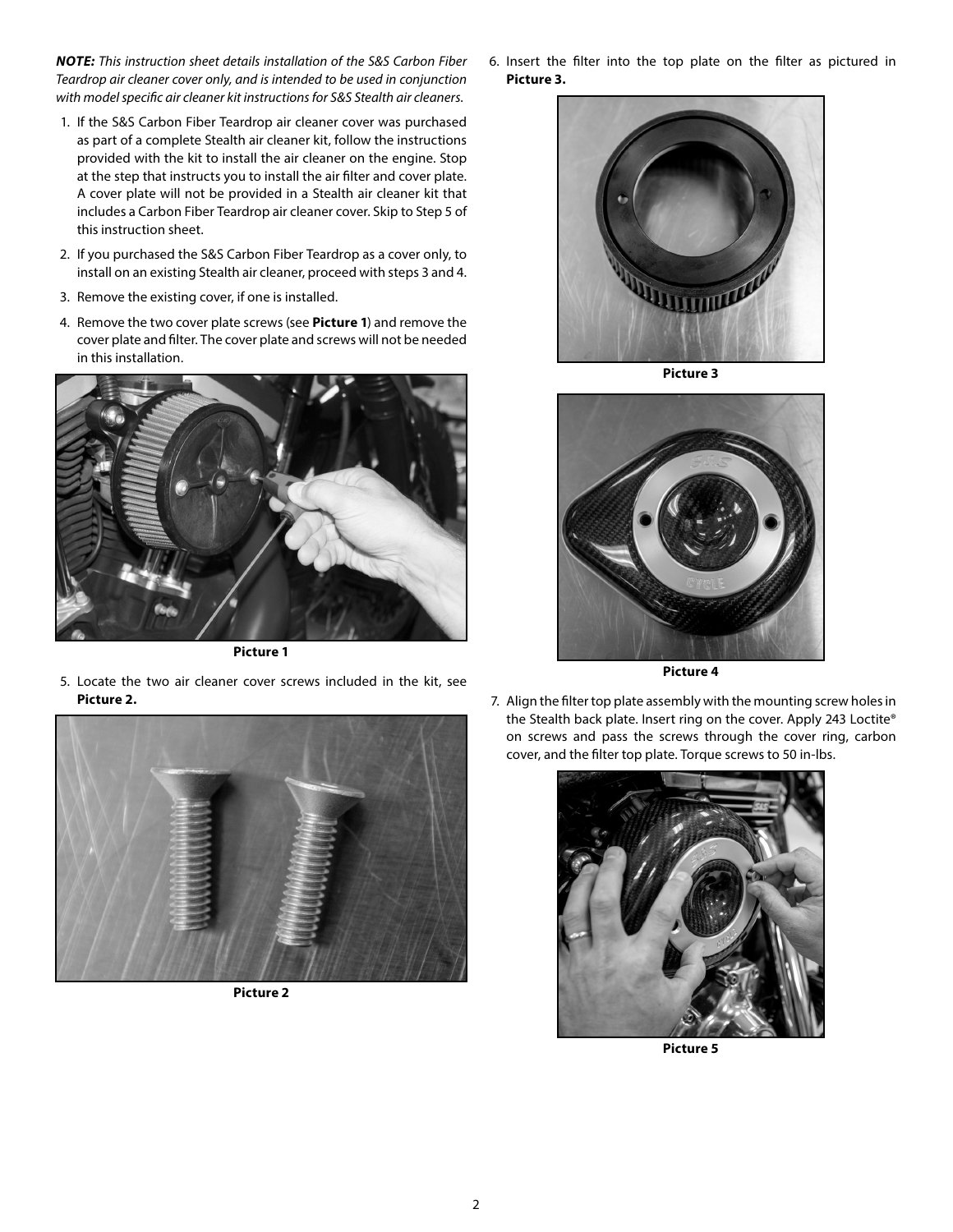***NOTE:*** *This instruction sheet details installation of the S&S Carbon Fiber Teardrop air cleaner cover only, and is intended to be used in conjunction with model specific air cleaner kit instructions for S&S Stealth air cleaners.*

1. If the S&S Carbon Fiber Teardrop air cleaner cover was purchased as part of a complete Stealth air cleaner kit, follow the instructions provided with the kit to install the air cleaner on the engine. Stop at the step that instructs you to install the air filter and cover plate. A cover plate will not be provided in a Stealth air cleaner kit that includes a Carbon Fiber Teardrop air cleaner cover. Skip to Step 5 of this instruction sheet.
2. If you purchased the S&S Carbon Fiber Teardrop as a cover only, to install on an existing Stealth air cleaner, proceed with steps 3 and 4.
3. Remove the existing cover, if one is installed.
4. Remove the two cover plate screws (see **Picture 1**) and remove the cover plate and filter. The cover plate and screws will not be needed in this installation.

**Picture 1**

5. Locate the two air cleaner cover screws included in the kit, see **Picture 2.**

**Picture 2**

6. Insert the filter into the top plate on the filter as pictured in **Picture 3.**

**Picture 3**

**Picture 4**

7. Align the filter top plate assembly with the mounting screw holes in the Stealth back plate. Insert ring on the cover. Apply 243 Loctite® on screws and pass the screws through the cover ring, carbon cover, and the filter top plate. Torque screws to 50 in-lbs.

**Picture 5**